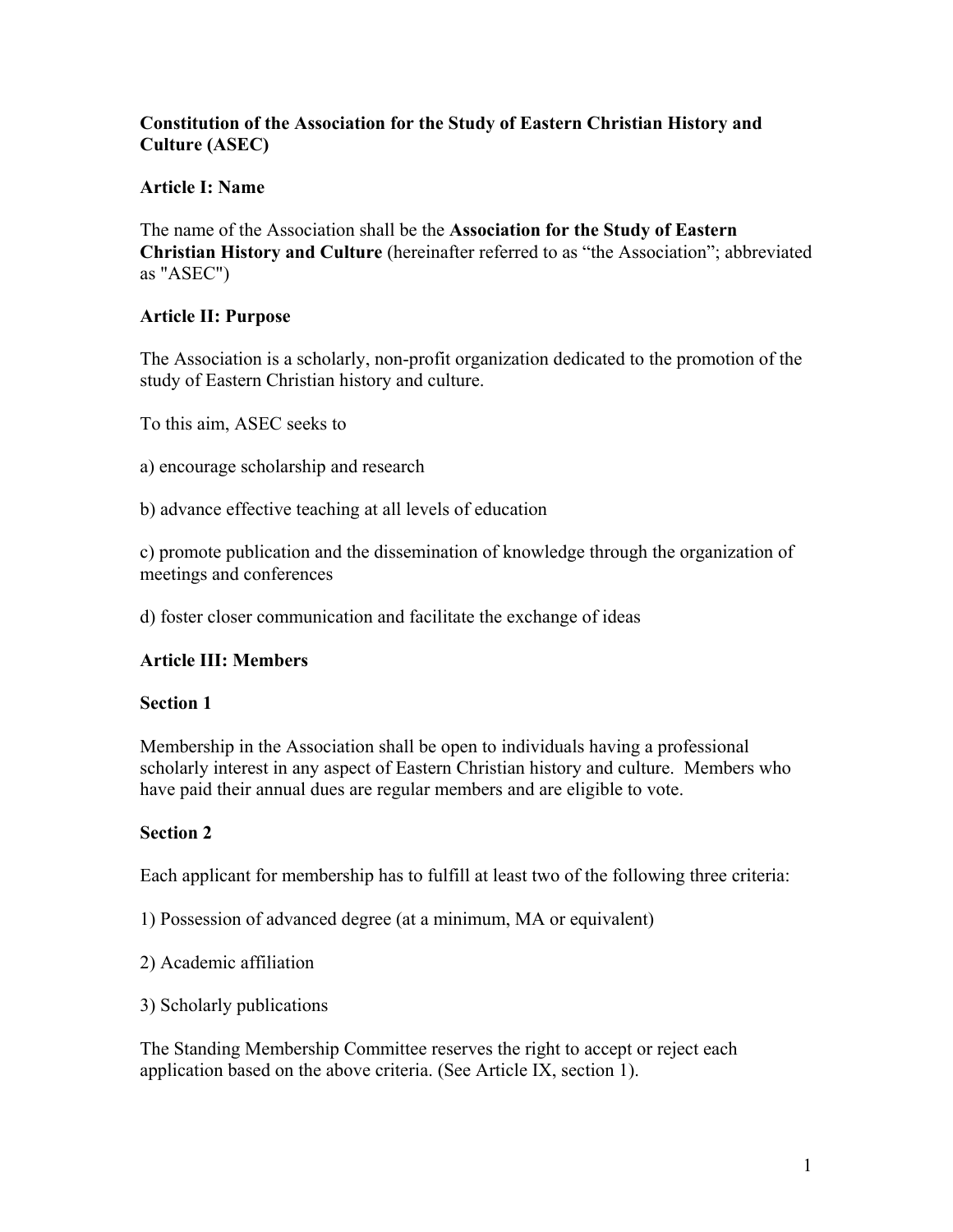**Constitution of the Association for the Study of Eastern Christian History and Culture (ASEC)**

**Article I: Name**

The name of the Association shall be the **Association for the Study of Eastern Christian History and Culture** (hereinafter referred to as “the Association”; abbreviated as "ASEC")

**Article II: Purpose**

The Association is a scholarly, non-profit organization dedicated to the promotion of the study of Eastern Christian history and culture.

To this aim, ASEC seeks to

a) encourage scholarship and research

b) advance effective teaching at all levels of education

c) promote publication and the dissemination of knowledge through the organization of meetings and conferences

d) foster closer communication and facilitate the exchange of ideas

**Article III: Members**

**Section 1**

Membership in the Association shall be open to individuals having a professional scholarly interest in any aspect of Eastern Christian history and culture. Members who have paid their annual dues are regular members and are eligible to vote.

**Section 2**

Each applicant for membership has to fulfill at least two of the following three criteria:

1) Possession of advanced degree (at a minimum, MA or equivalent)

2) Academic affiliation

3) Scholarly publications

The Standing Membership Committee reserves the right to accept or reject each application based on the above criteria. (See Article IX, section 1).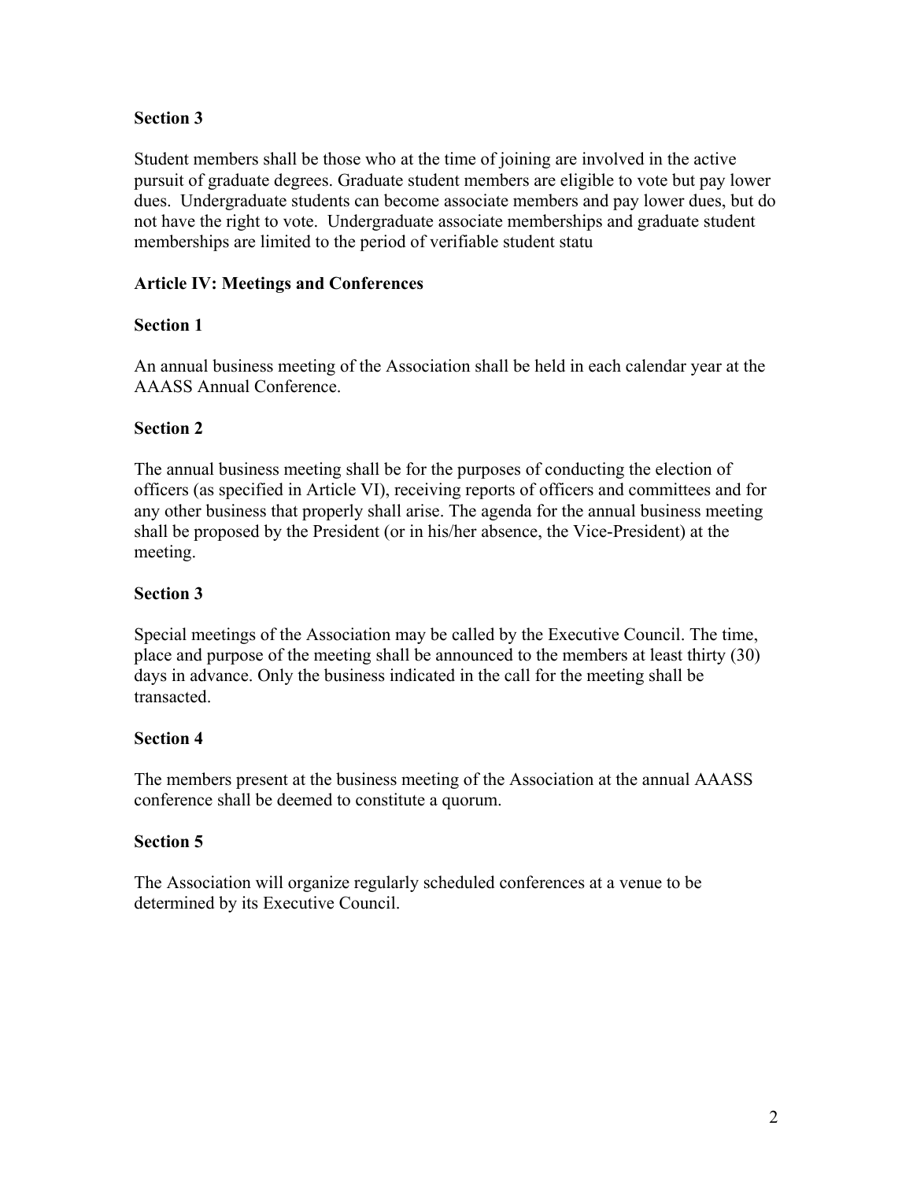**Section 3**

Student members shall be those who at the time of joining are involved in the active pursuit of graduate degrees. Graduate student members are eligible to vote but pay lower dues. Undergraduate students can become associate members and pay lower dues, but do not have the right to vote. Undergraduate associate memberships and graduate student memberships are limited to the period of verifiable student statu

## Article IV: Meetings and Conferences

**Section 1**

An annual business meeting of the Association shall be held in each calendar year at the AAASS Annual Conference.

**Section 2**

The annual business meeting shall be for the purposes of conducting the election of officers (as specified in Article VI), receiving reports of officers and committees and for any other business that properly shall arise. The agenda for the annual business meeting shall be proposed by the President (or in his/her absence, the Vice-President) at the meeting.

**Section 3**

Special meetings of the Association may be called by the Executive Council. The time, place and purpose of the meeting shall be announced to the members at least thirty (30) days in advance. Only the business indicated in the call for the meeting shall be transacted.

**Section 4**

The members present at the business meeting of the Association at the annual AAASS conference shall be deemed to constitute a quorum.

**Section 5**

The Association will organize regularly scheduled conferences at a venue to be determined by its Executive Council.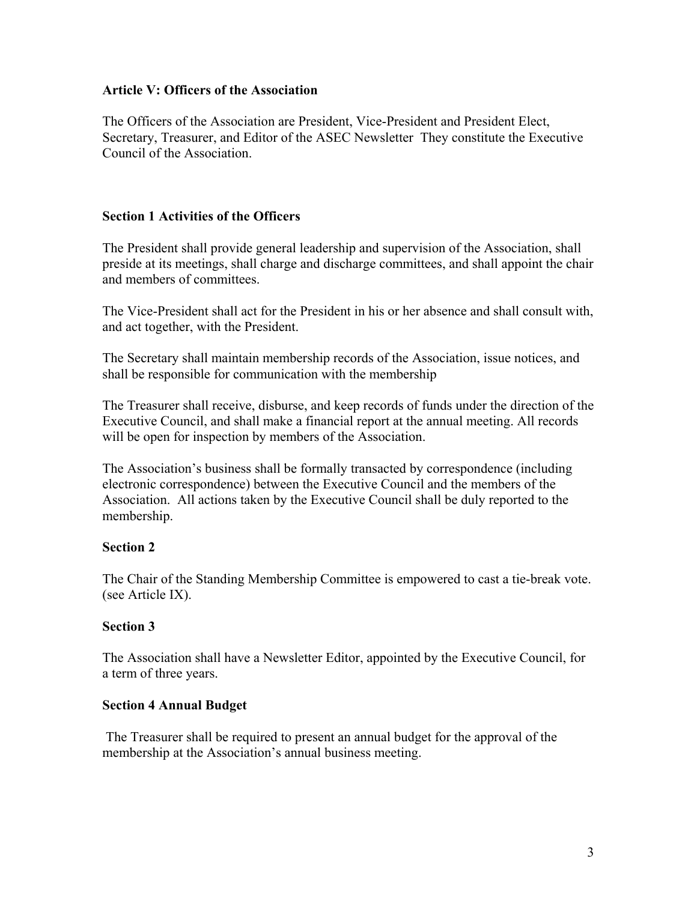**Article V: Officers of the Association**

The Officers of the Association are President, Vice-President and President Elect, Secretary, Treasurer, and Editor of the ASEC Newsletter  They constitute the Executive Council of the Association.

**Section 1 Activities of the Officers**

The President shall provide general leadership and supervision of the Association, shall preside at its meetings, shall charge and discharge committees, and shall appoint the chair and members of committees.

The Vice-President shall act for the President in his or her absence and shall consult with, and act together, with the President.

The Secretary shall maintain membership records of the Association, issue notices, and shall be responsible for communication with the membership

The Treasurer shall receive, disburse, and keep records of funds under the direction of the Executive Council, and shall make a financial report at the annual meeting. All records will be open for inspection by members of the Association.

The Association's business shall be formally transacted by correspondence (including electronic correspondence) between the Executive Council and the members of the Association.  All actions taken by the Executive Council shall be duly reported to the membership.

**Section 2**

The Chair of the Standing Membership Committee is empowered to cast a tie-break vote. (see Article IX).

**Section 3**

The Association shall have a Newsletter Editor, appointed by the Executive Council, for a term of three years.

**Section 4 Annual Budget**

The Treasurer shall be required to present an annual budget for the approval of the membership at the Association's annual business meeting.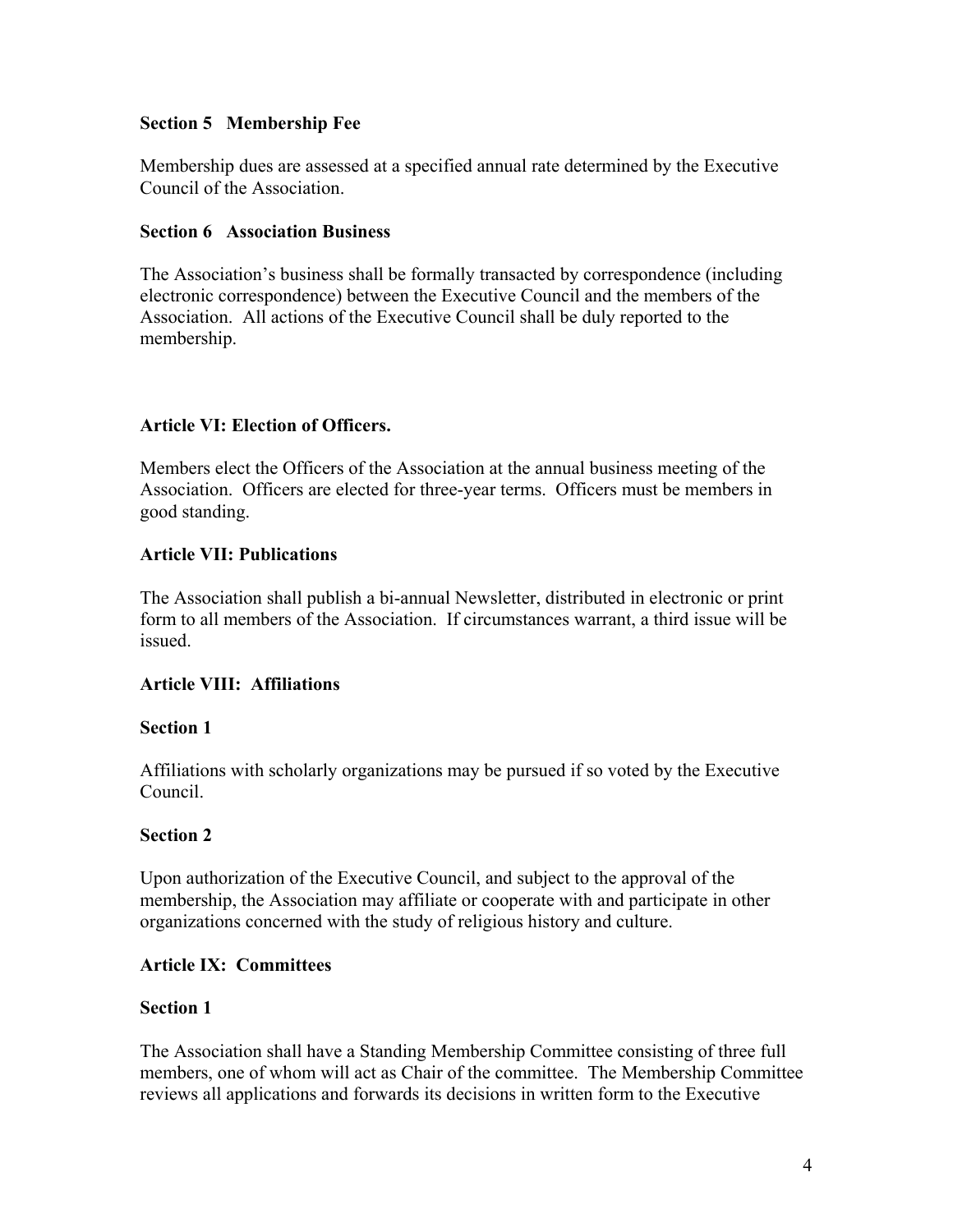### Section 5 Membership Fee

Membership dues are assessed at a specified annual rate determined by the Executive Council of the Association.

### Section 6 Association Business

The Association's business shall be formally transacted by correspondence (including electronic correspondence) between the Executive Council and the members of the Association. All actions of the Executive Council shall be duly reported to the membership.

## Article VI: Election of Officers.

Members elect the Officers of the Association at the annual business meeting of the Association. Officers are elected for three-year terms. Officers must be members in good standing.

## Article VII: Publications

The Association shall publish a bi-annual Newsletter, distributed in electronic or print form to all members of the Association. If circumstances warrant, a third issue will be issued.

## Article VIII: Affiliations

### Section 1

Affiliations with scholarly organizations may be pursued if so voted by the Executive Council.

### Section 2

Upon authorization of the Executive Council, and subject to the approval of the membership, the Association may affiliate or cooperate with and participate in other organizations concerned with the study of religious history and culture.

## Article IX: Committees

### Section 1

The Association shall have a Standing Membership Committee consisting of three full members, one of whom will act as Chair of the committee. The Membership Committee reviews all applications and forwards its decisions in written form to the Executive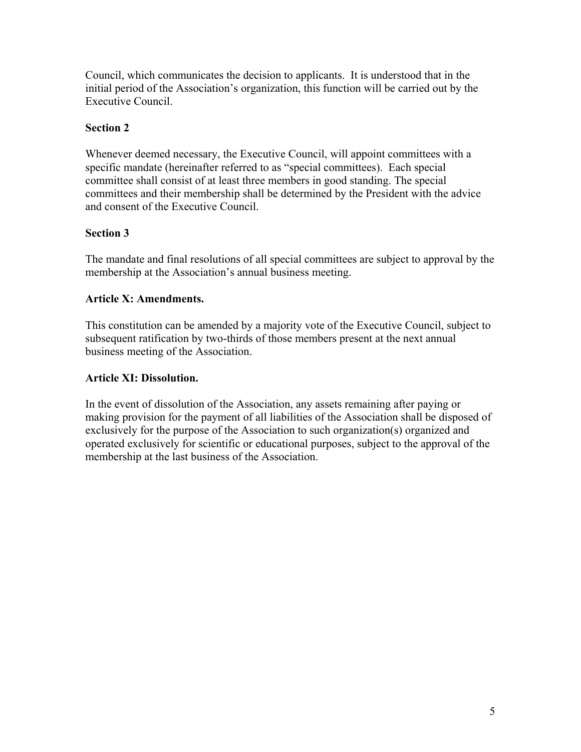Council, which communicates the decision to applicants. It is understood that in the initial period of the Association's organization, this function will be carried out by the Executive Council.

**Section 2**

Whenever deemed necessary, the Executive Council, will appoint committees with a specific mandate (hereinafter referred to as "special committees). Each special committee shall consist of at least three members in good standing. The special committees and their membership shall be determined by the President with the advice and consent of the Executive Council.

**Section 3**

The mandate and final resolutions of all special committees are subject to approval by the membership at the Association's annual business meeting.

**Article X: Amendments.**

This constitution can be amended by a majority vote of the Executive Council, subject to subsequent ratification by two-thirds of those members present at the next annual business meeting of the Association.

**Article XI: Dissolution.**

In the event of dissolution of the Association, any assets remaining after paying or making provision for the payment of all liabilities of the Association shall be disposed of exclusively for the purpose of the Association to such organization(s) organized and operated exclusively for scientific or educational purposes, subject to the approval of the membership at the last business of the Association.